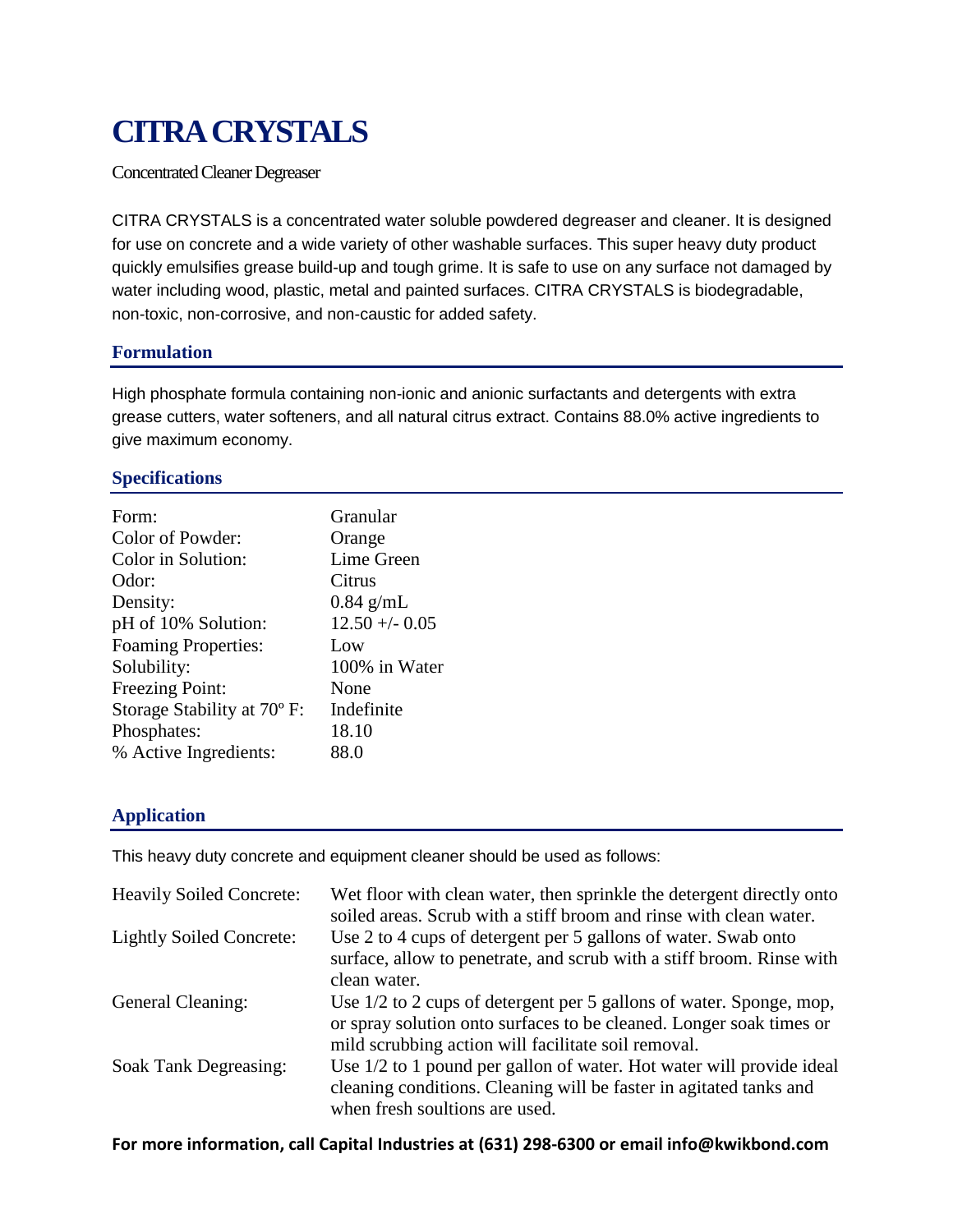# CITRA CRYSTALS

Concentrated Cleaner Degreaser

CITRA CRYSTALS is a concentrated water soluble powdered degreaser and cleaner. It is designed for use on concrete and a wide variety of other washable surfaces. This super heavy duty product quickly emulsifies grease build-up and tough grime. It is safe to use on any surface not damaged by water including wood, plastic, metal and painted surfaces. CITRA CRYSTALS is biodegradable, non-toxic, non-corrosive, and non-caustic for added safety.

## Formulation

High phosphate formula containing non-ionic and anionic surfactants and detergents with extra grease cutters, water softeners, and all natural citrus extract. Contains 88.0% active ingredients to give maximum economy.

## Specifications

| | |
|---|---|
| Form: | Granular |
| Color of Powder: | Orange |
| Color in Solution: | Lime Green |
| Odor: | Citrus |
| Density: | 0.84 g/mL |
| pH of 10% Solution: | 12.50 +/- 0.05 |
| Foaming Properties: | Low |
| Solubility: | 100% in Water |
| Freezing Point: | None |
| Storage Stability at 70º F: | Indefinite |
| Phosphates: | 18.10 |
| % Active Ingredients: | 88.0 |

## Application

This heavy duty concrete and equipment cleaner should be used as follows:

| | |
|---|---|
| Heavily Soiled Concrete: | Wet floor with clean water, then sprinkle the detergent directly onto soiled areas. Scrub with a stiff broom and rinse with clean water. |
| Lightly Soiled Concrete: | Use 2 to 4 cups of detergent per 5 gallons of water. Swab onto surface, allow to penetrate, and scrub with a stiff broom. Rinse with clean water. |
| General Cleaning: | Use 1/2 to 2 cups of detergent per 5 gallons of water. Sponge, mop, or spray solution onto surfaces to be cleaned. Longer soak times or mild scrubbing action will facilitate soil removal. |
| Soak Tank Degreasing: | Use 1/2 to 1 pound per gallon of water. Hot water will provide ideal cleaning conditions. Cleaning will be faster in agitated tanks and when fresh soultions are used. |

**For more information, call Capital Industries at (631) 298-6300 or email info@kwikbond.com**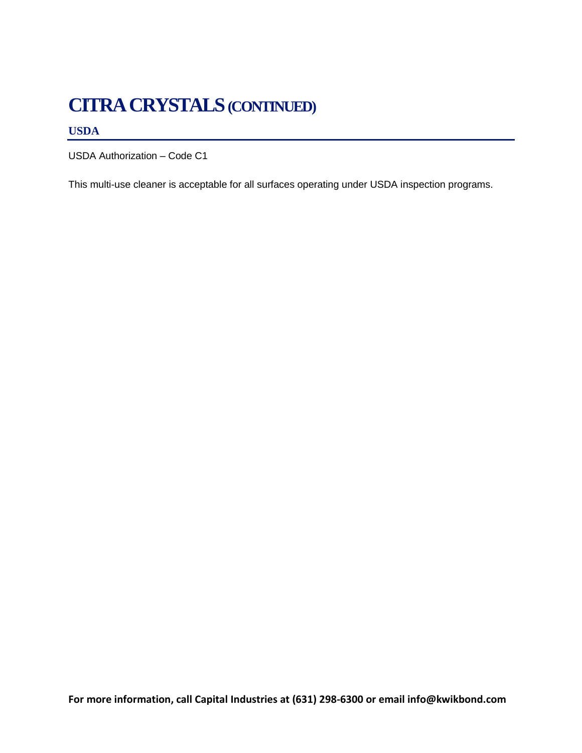# CITRA CRYSTALS (CONTINUED)

## USDA

USDA Authorization – Code C1

This multi-use cleaner is acceptable for all surfaces operating under USDA inspection programs.

**For more information, call Capital Industries at (631) 298-6300 or email info@kwikbond.com**